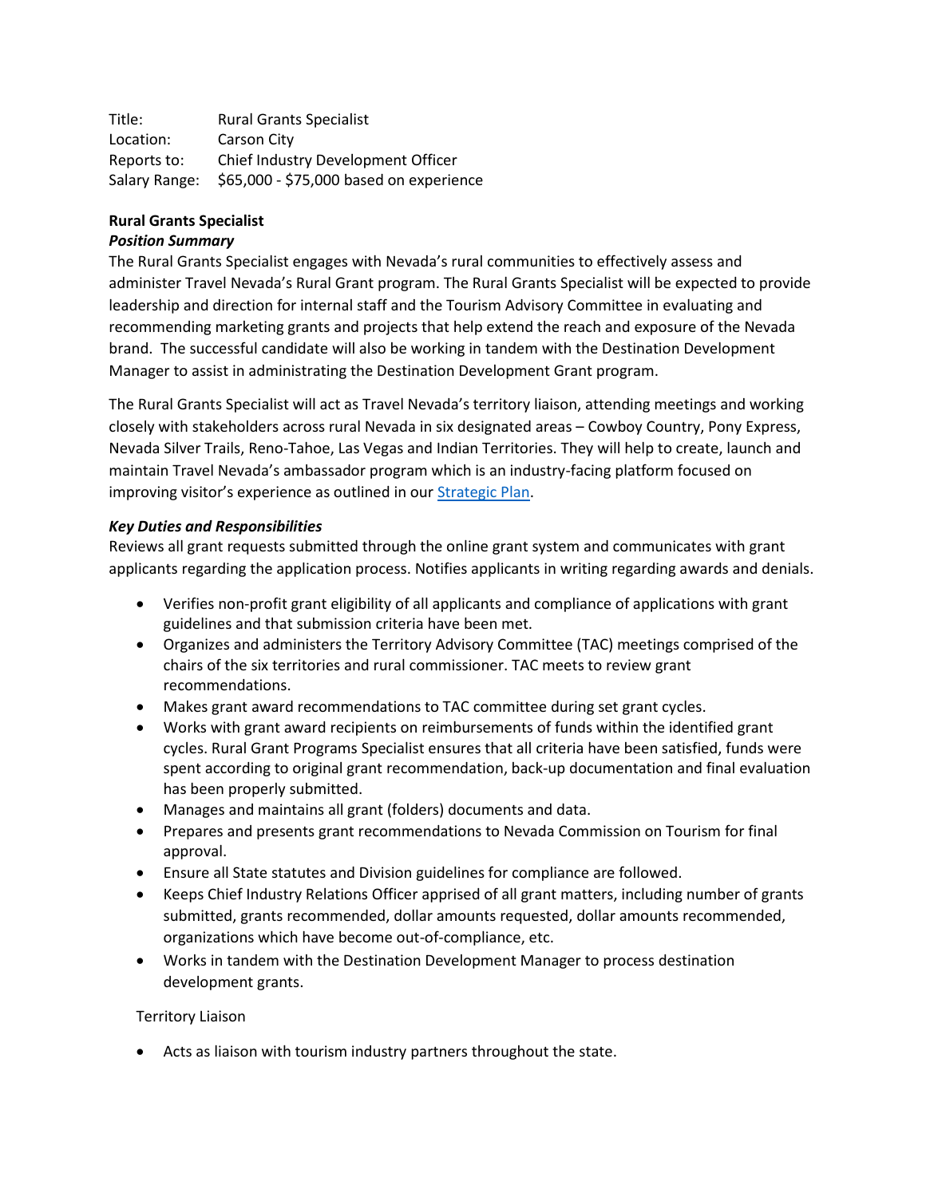Title: Rural Grants Specialist
Location: Carson City
Reports to: Chief Industry Development Officer
Salary Range: $65,000 - $75,000 based on experience

**Rural Grants Specialist**

***Position Summary***

The Rural Grants Specialist engages with Nevada's rural communities to effectively assess and administer Travel Nevada's Rural Grant program. The Rural Grants Specialist will be expected to provide leadership and direction for internal staff and the Tourism Advisory Committee in evaluating and recommending marketing grants and projects that help extend the reach and exposure of the Nevada brand. The successful candidate will also be working in tandem with the Destination Development Manager to assist in administrating the Destination Development Grant program.

The Rural Grants Specialist will act as Travel Nevada's territory liaison, attending meetings and working closely with stakeholders across rural Nevada in six designated areas – Cowboy Country, Pony Express, Nevada Silver Trails, Reno-Tahoe, Las Vegas and Indian Territories. They will help to create, launch and maintain Travel Nevada's ambassador program which is an industry-facing platform focused on improving visitor's experience as outlined in our [Strategic Plan](Strategic Plan).

***Key Duties and Responsibilities***

Reviews all grant requests submitted through the online grant system and communicates with grant applicants regarding the application process. Notifies applicants in writing regarding awards and denials.

- Verifies non-profit grant eligibility of all applicants and compliance of applications with grant guidelines and that submission criteria have been met.
- Organizes and administers the Territory Advisory Committee (TAC) meetings comprised of the chairs of the six territories and rural commissioner. TAC meets to review grant recommendations.
- Makes grant award recommendations to TAC committee during set grant cycles.
- Works with grant award recipients on reimbursements of funds within the identified grant cycles. Rural Grant Programs Specialist ensures that all criteria have been satisfied, funds were spent according to original grant recommendation, back-up documentation and final evaluation has been properly submitted.
- Manages and maintains all grant (folders) documents and data.
- Prepares and presents grant recommendations to Nevada Commission on Tourism for final approval.
- Ensure all State statutes and Division guidelines for compliance are followed.
- Keeps Chief Industry Relations Officer apprised of all grant matters, including number of grants submitted, grants recommended, dollar amounts requested, dollar amounts recommended, organizations which have become out-of-compliance, etc.
- Works in tandem with the Destination Development Manager to process destination development grants.

Territory Liaison

- Acts as liaison with tourism industry partners throughout the state.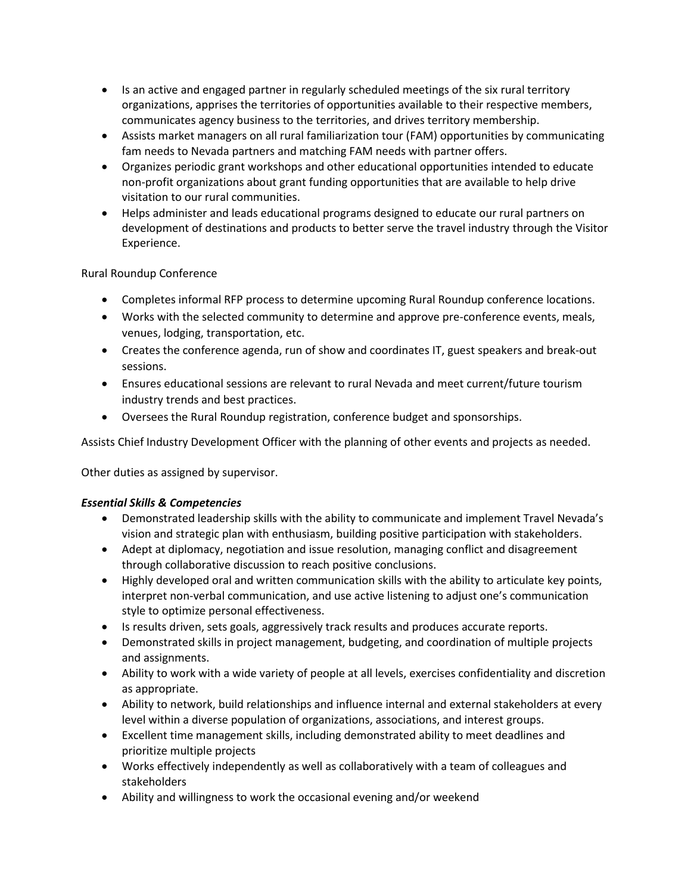- Is an active and engaged partner in regularly scheduled meetings of the six rural territory organizations, apprises the territories of opportunities available to their respective members, communicates agency business to the territories, and drives territory membership.
- Assists market managers on all rural familiarization tour (FAM) opportunities by communicating fam needs to Nevada partners and matching FAM needs with partner offers.
- Organizes periodic grant workshops and other educational opportunities intended to educate non-profit organizations about grant funding opportunities that are available to help drive visitation to our rural communities.
- Helps administer and leads educational programs designed to educate our rural partners on development of destinations and products to better serve the travel industry through the Visitor Experience.

Rural Roundup Conference

- Completes informal RFP process to determine upcoming Rural Roundup conference locations.
- Works with the selected community to determine and approve pre-conference events, meals, venues, lodging, transportation, etc.
- Creates the conference agenda, run of show and coordinates IT, guest speakers and break-out sessions.
- Ensures educational sessions are relevant to rural Nevada and meet current/future tourism industry trends and best practices.
- Oversees the Rural Roundup registration, conference budget and sponsorships.

Assists Chief Industry Development Officer with the planning of other events and projects as needed.

Other duties as assigned by supervisor.

***Essential Skills & Competencies***

- Demonstrated leadership skills with the ability to communicate and implement Travel Nevada's vision and strategic plan with enthusiasm, building positive participation with stakeholders.
- Adept at diplomacy, negotiation and issue resolution, managing conflict and disagreement through collaborative discussion to reach positive conclusions.
- Highly developed oral and written communication skills with the ability to articulate key points, interpret non-verbal communication, and use active listening to adjust one's communication style to optimize personal effectiveness.
- Is results driven, sets goals, aggressively track results and produces accurate reports.
- Demonstrated skills in project management, budgeting, and coordination of multiple projects and assignments.
- Ability to work with a wide variety of people at all levels, exercises confidentiality and discretion as appropriate.
- Ability to network, build relationships and influence internal and external stakeholders at every level within a diverse population of organizations, associations, and interest groups.
- Excellent time management skills, including demonstrated ability to meet deadlines and prioritize multiple projects
- Works effectively independently as well as collaboratively with a team of colleagues and stakeholders
- Ability and willingness to work the occasional evening and/or weekend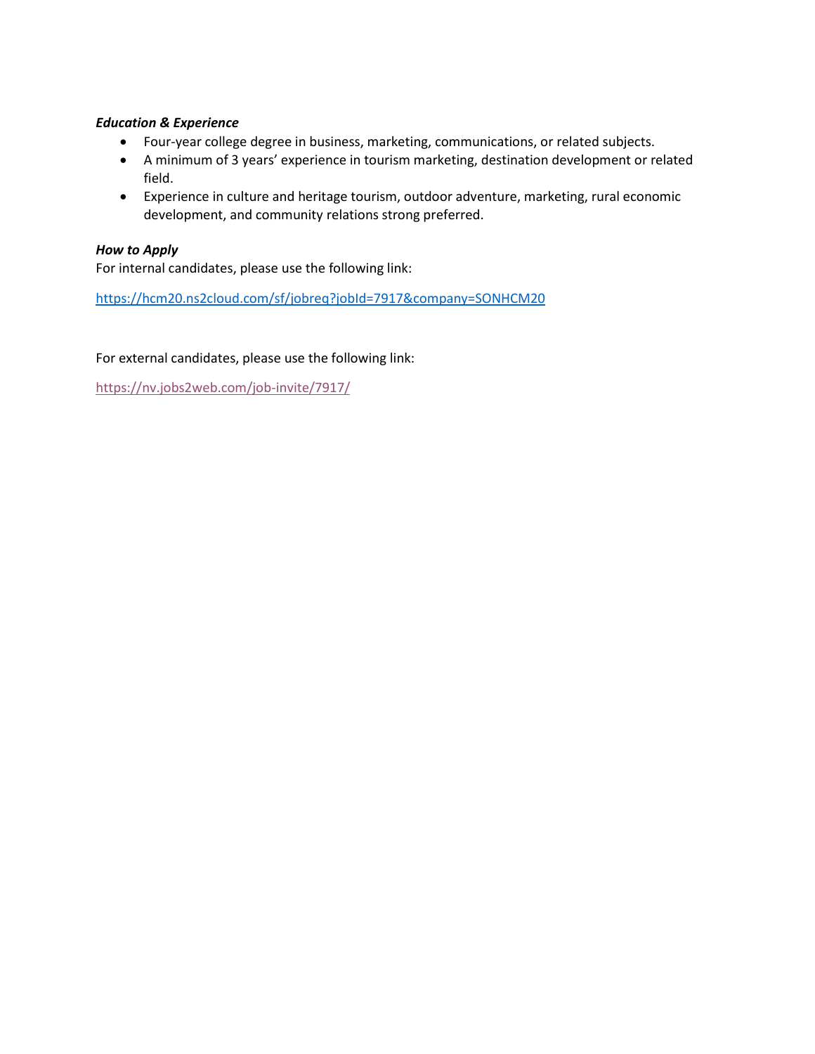***Education & Experience***

- Four-year college degree in business, marketing, communications, or related subjects.
- A minimum of 3 years' experience in tourism marketing, destination development or related field.
- Experience in culture and heritage tourism, outdoor adventure, marketing, rural economic development, and community relations strong preferred.

***How to Apply***

For internal candidates, please use the following link:

https://hcm20.ns2cloud.com/sf/jobreq?jobId=7917&company=SONHCM20

For external candidates, please use the following link:

https://nv.jobs2web.com/job-invite/7917/